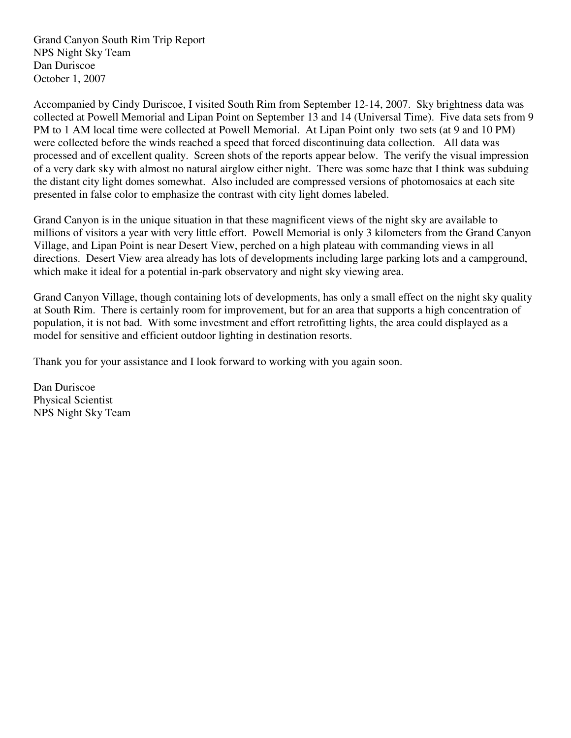Grand Canyon South Rim Trip Report
NPS Night Sky Team
Dan Duriscoe
October 1, 2007

Accompanied by Cindy Duriscoe, I visited South Rim from September 12-14, 2007. Sky brightness data was collected at Powell Memorial and Lipan Point on September 13 and 14 (Universal Time). Five data sets from 9 PM to 1 AM local time were collected at Powell Memorial. At Lipan Point only two sets (at 9 and 10 PM) were collected before the winds reached a speed that forced discontinuing data collection. All data was processed and of excellent quality. Screen shots of the reports appear below. The verify the visual impression of a very dark sky with almost no natural airglow either night. There was some haze that I think was subduing the distant city light domes somewhat. Also included are compressed versions of photomosaics at each site presented in false color to emphasize the contrast with city light domes labeled.

Grand Canyon is in the unique situation in that these magnificent views of the night sky are available to millions of visitors a year with very little effort. Powell Memorial is only 3 kilometers from the Grand Canyon Village, and Lipan Point is near Desert View, perched on a high plateau with commanding views in all directions. Desert View area already has lots of developments including large parking lots and a campground, which make it ideal for a potential in-park observatory and night sky viewing area.

Grand Canyon Village, though containing lots of developments, has only a small effect on the night sky quality at South Rim. There is certainly room for improvement, but for an area that supports a high concentration of population, it is not bad. With some investment and effort retrofitting lights, the area could displayed as a model for sensitive and efficient outdoor lighting in destination resorts.

Thank you for your assistance and I look forward to working with you again soon.

Dan Duriscoe
Physical Scientist
NPS Night Sky Team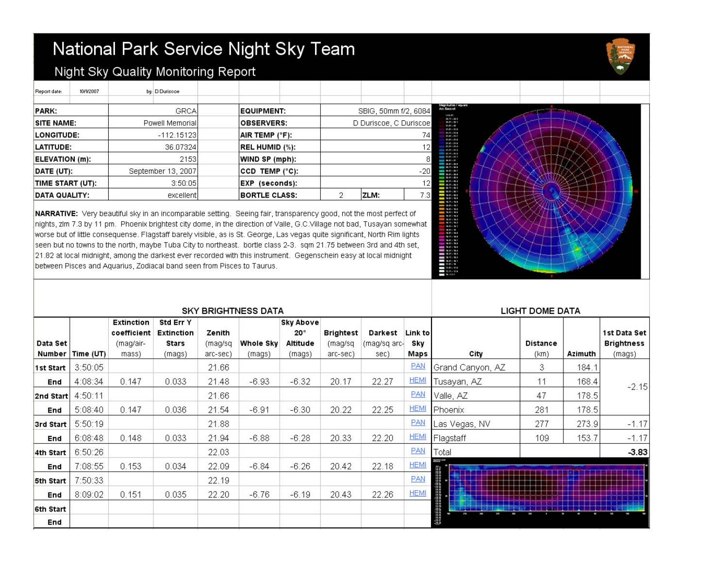# National Park Service Night Sky Team

## Night Sky Quality Monitoring Report

Report date: 10/1/2007 by: D Duriscoe

| | | | |
|---|---|---|---|
| **PARK:** | GRCA | **EQUIPMENT:** | SBIG, 50mm f/2, 6084 |
| **SITE NAME:** | Powell Memorial | **OBSERVERS:** | D Duriscoe, C Duriscoe |
| **LONGITUDE:** | -112.15123 | **AIR TEMP (°F):** | 74 |
| **LATITUDE:** | 36.07324 | **REL HUMID (%):** | 12 |
| **ELEVATION (m):** | 2153 | **WIND SP (mph):** | 8 |
| **DATE (UT):** | September 13, 2007 | **CCD TEMP (°C):** | -20 |
| **TIME START (UT):** | 3:50:05 | **EXP (seconds):** | 12 |
| **DATA QUALITY:** | excellent | **BORTLE CLASS:** | 2 — **ZLM:** 7.3 |

**NARRATIVE:** Very beautiful sky in an incomparable setting. Seeing fair, transparency good, not the most perfect of nights, zlm 7.3 by 11 pm. Phoenix brightest city dome, in the direction of Valle, G.C.Village not bad, Tusayan somewhat worse but of little consequense. Flagstaff barely visible, as is St. George, Las vegas quite significant, North Rim lights seen but no towns to the north, maybe Tuba City to northeast. bortle class 2-3. sqm 21.75 between 3rd and 4th set, 21.82 at local midnight, among the darkest ever recorded with this instrument. Gegenschein easy at local midnight between Pisces and Aquarius, Zodiacal band seen from Pisces to Taurus.

### SKY BRIGHTNESS DATA

| Data Set Number | Time (UT) | Extinction coefficient (mag/air-mass) | Std Err Y Extinction Stars (mags) | Zenith (mag/sq arc-sec) | Whole Sky (mags) | Sky Above 20° Altitude (mags) | Brightest (mag/sq arc-sec) | Darkest (mag/sq arc-sec) | Link to Sky Maps |
|---|---|---|---|---|---|---|---|---|---|
| **1st Start** | 3:50:05 | | | 21.66 | | | | | PAN |
| **End** | 4:08:34 | 0.147 | 0.033 | 21.48 | -6.93 | -6.32 | 20.17 | 22.27 | HEMI |
| **2nd Start** | 4:50:11 | | | 21.66 | | | | | PAN |
| **End** | 5:08:40 | 0.147 | 0.036 | 21.54 | -6.91 | -6.30 | 20.22 | 22.25 | HEMI |
| **3rd Start** | 5:50:19 | | | 21.88 | | | | | PAN |
| **End** | 6:08:48 | 0.148 | 0.033 | 21.94 | -6.88 | -6.28 | 20.33 | 22.20 | HEMI |
| **4th Start** | 6:50:26 | | | 22.03 | | | | | PAN |
| **End** | 7:08:55 | 0.153 | 0.034 | 22.09 | -6.84 | -6.26 | 20.42 | 22.18 | HEMI |
| **5th Start** | 7:50:33 | | | 22.19 | | | | | PAN |
| **End** | 8:09:02 | 0.151 | 0.035 | 22.20 | -6.76 | -6.19 | 20.43 | 22.26 | HEMI |
| **6th Start** | | | | | | | | | |
| **End** | | | | | | | | | |

### LIGHT DOME DATA

| City | Distance (km) | Azimuth | 1st Data Set Brightness (mags) |
|---|---|---|---|
| Grand Canyon, AZ | 3 | 184.1 | -2.15 |
| Tusayan, AZ | 11 | 168.4 | |
| Valle, AZ | 47 | 178.5 | |
| Phoenix | 281 | 178.5 | |
| Las Vegas, NV | 277 | 273.9 | -1.17 |
| Flagstaff | 109 | 153.7 | -1.17 |
| Total | | | **-3.83** |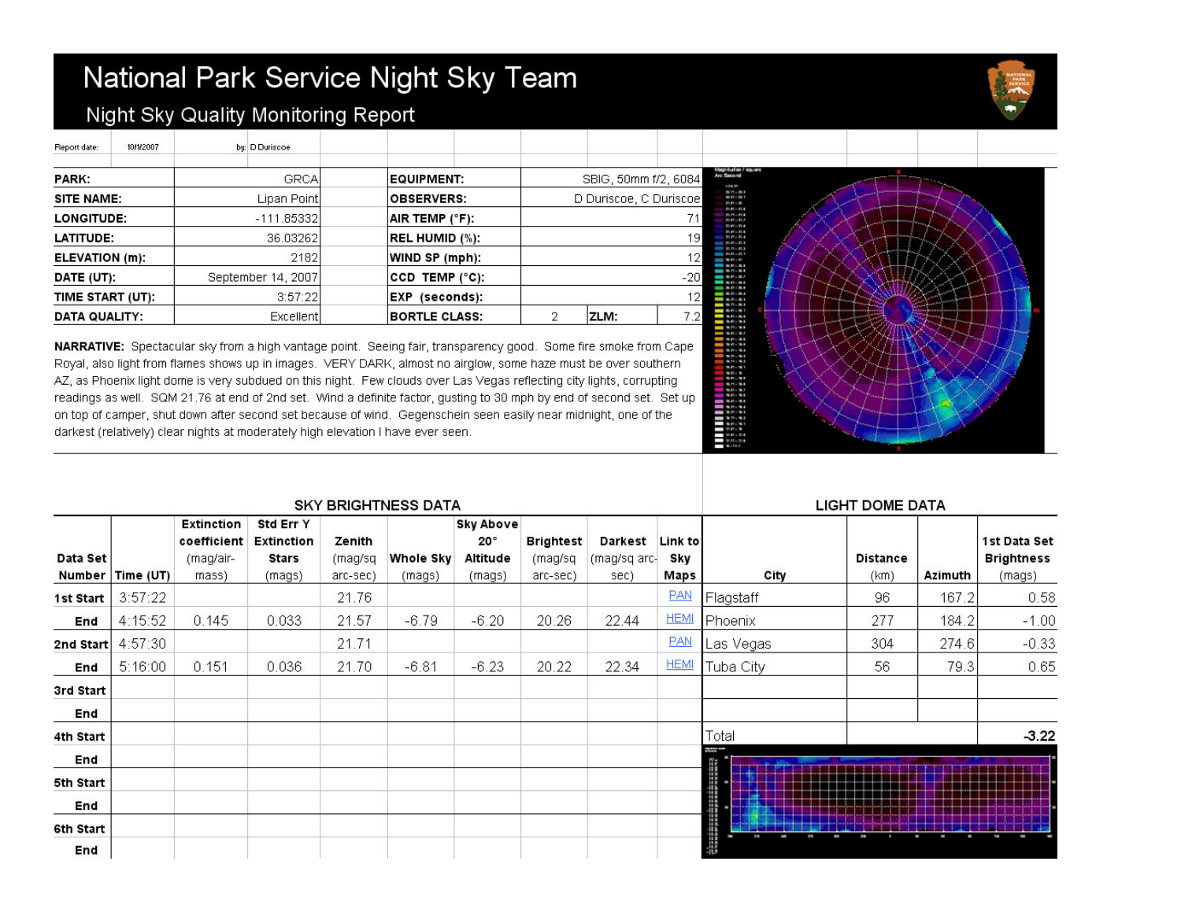# National Park Service Night Sky Team

## Night Sky Quality Monitoring Report

Report date: 10/1/2007 by: D Duriscoe

| PARK: | GRCA | EQUIPMENT: | SBIG, 50mm f/2, 6084 | |
|---|---|---|---|---|
| SITE NAME: | Lipan Point | OBSERVERS: | D Duriscoe, C Duriscoe | |
| LONGITUDE: | -111.85332 | AIR TEMP (°F): | 71 | |
| LATITUDE: | 36.03262 | REL HUMID (%): | 19 | |
| ELEVATION (m): | 2182 | WIND SP (mph): | 12 | |
| DATE (UT): | September 14, 2007 | CCD TEMP (°C): | -20 | |
| TIME START (UT): | 3:57:22 | EXP (seconds): | 12 | |
| DATA QUALITY: | Excellent | BORTLE CLASS: | 2 | ZLM: 7.2 |

**NARRATIVE:** Spectacular sky from a high vantage point. Seeing fair, transparency good. Some fire smoke from Cape Royal, also light from flames shows up in images. VERY DARK, almost no airglow, some haze must be over southern AZ, as Phoenix light dome is very subdued on this night. Few clouds over Las Vegas reflecting city lights, corrupting readings as well. SQM 21.76 at end of 2nd set. Wind a definite factor, gusting to 30 mph by end of second set. Set up on top of camper, shut down after second set because of wind. Gegenschein seen easily near midnight, one of the darkest (relatively) clear nights at moderately high elevation I have ever seen.

### SKY BRIGHTNESS DATA

| Data Set Number | Time (UT) | Extinction coefficient (mag/air-mass) | Std Err Y Extinction Stars (mags) | Zenith (mag/sq arc-sec) | Whole Sky (mags) | Sky Above 20° Altitude (mags) | Brightest (mag/sq arc-sec) | Darkest (mag/sq arc-sec) | Link to Sky Maps |
|---|---|---|---|---|---|---|---|---|---|
| 1st Start | 3:57:22 | | | 21.76 | | | | | PAN |
| End | 4:15:52 | 0.145 | 0.033 | 21.57 | -6.79 | -6.20 | 20.26 | 22.44 | HEMI |
| 2nd Start | 4:57:30 | | | 21.71 | | | | | PAN |
| End | 5:16:00 | 0.151 | 0.036 | 21.70 | -6.81 | -6.23 | 20.22 | 22.34 | HEMI |
| 3rd Start | | | | | | | | | |
| End | | | | | | | | | |
| 4th Start | | | | | | | | | |
| End | | | | | | | | | |
| 5th Start | | | | | | | | | |
| End | | | | | | | | | |
| 6th Start | | | | | | | | | |
| End | | | | | | | | | |

### LIGHT DOME DATA

| City | Distance (km) | Azimuth | 1st Data Set Brightness (mags) |
|---|---|---|---|
| Flagstaff | 96 | 167.2 | 0.58 |
| Phoenix | 277 | 184.2 | -1.00 |
| Las Vegas | 304 | 274.6 | -0.33 |
| Tuba City | 56 | 79.3 | 0.65 |
| | | | |
| | | | |
| Total | | | -3.22 |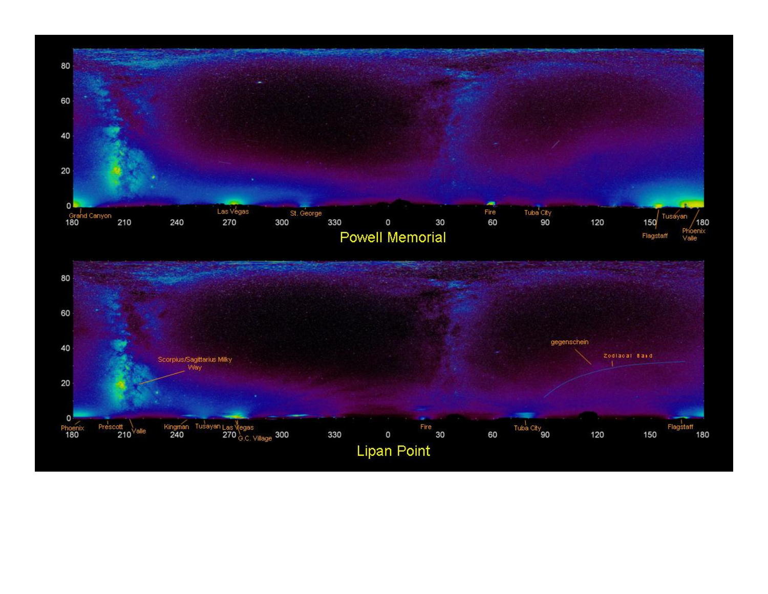80
60
40
20
0
Grand Canyon
180
210
240
Las Vegas
270
300
St. George
330
0
30
Fire
60
Tuba City
90
120
150
Tusayan
180
Flagstaff
Phoenix
Valle

Powell Memorial

80
60
40
20
0
Scorpius/Sagittarius Milky Way
gegenschein
Zodiacal Band
Phoenix
180
Prescott
210
Valle
Kingman
240
Tusayan
Las Vegas
270
G.C. Village
300
330
0
Fire
30
60
Tuba City
90
120
150
Flagstaff
180

Lipan Point